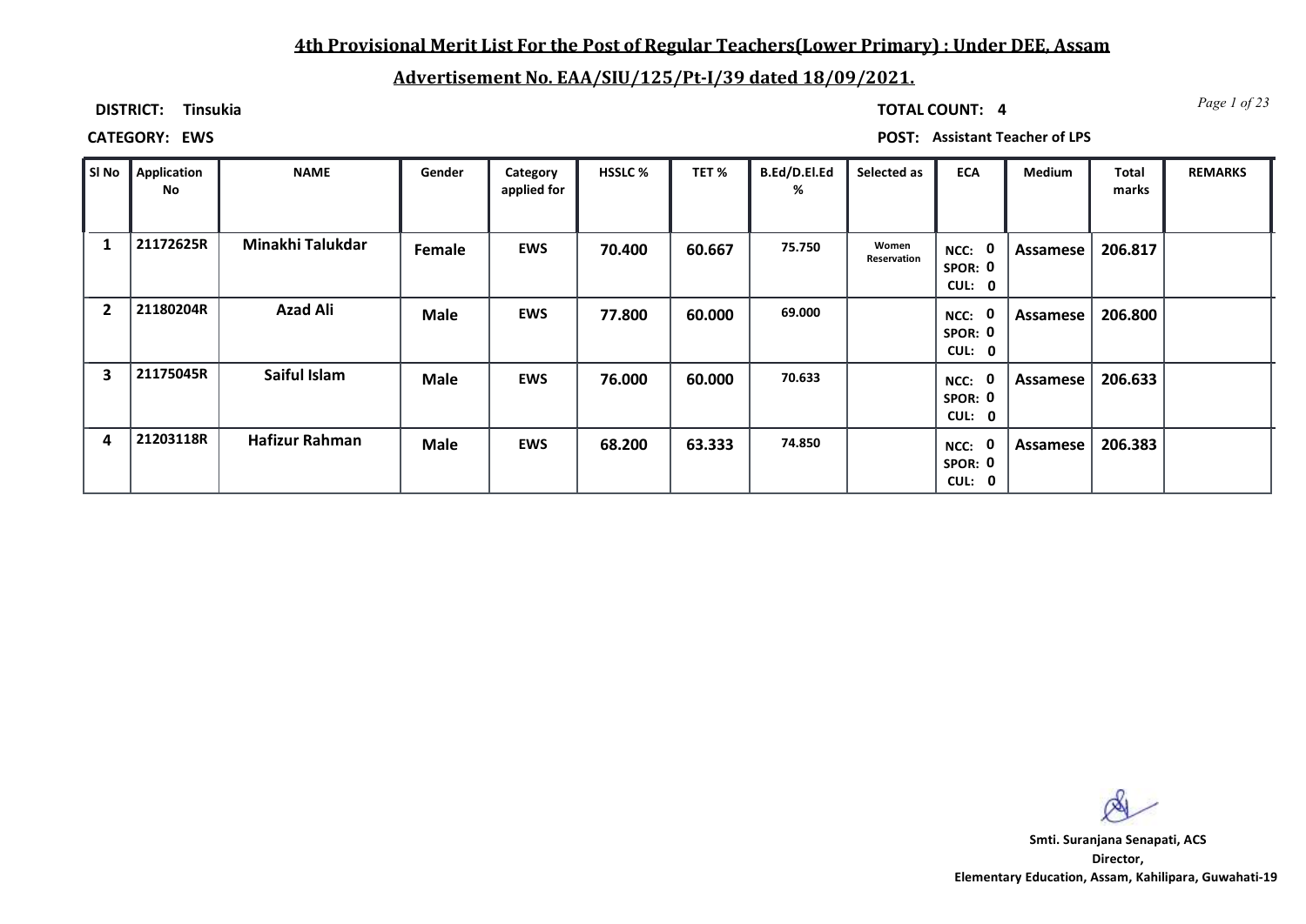# 4th Provisional Merit List For the Post of Regular Teachers(Lower Primary) : Under DEE, Assam

## Advertisement No. EAA/SIU/125/Pt-I/39 dated 18/09/2021.

**DISTRICT:** Tinsukia

**TOTAL COUNT:** 4

**CATEGORY:** EWS

**POST:** Assistant Teacher of LPS

| Sl No | Application No | NAME | Gender | Category applied for | HSSLC % | TET % | B.Ed/D.El.Ed % | Selected as | ECA | Medium | Total marks | REMARKS |
|---|---|---|---|---|---|---|---|---|---|---|---|---|
| 1 | 21172625R | Minakhi Talukdar | Female | EWS | 70.400 | 60.667 | 75.750 | Women Reservation | NCC: 0 SPOR: 0 CUL: 0 | Assamese | 206.817 | |
| 2 | 21180204R | Azad Ali | Male | EWS | 77.800 | 60.000 | 69.000 | | NCC: 0 SPOR: 0 CUL: 0 | Assamese | 206.800 | |
| 3 | 21175045R | Saiful Islam | Male | EWS | 76.000 | 60.000 | 70.633 | | NCC: 0 SPOR: 0 CUL: 0 | Assamese | 206.633 | |
| 4 | 21203118R | Hafizur Rahman | Male | EWS | 68.200 | 63.333 | 74.850 | | NCC: 0 SPOR: 0 CUL: 0 | Assamese | 206.383 | |

**Smti. Suranjana Senapati, ACS**
**Director,**
**Elementary Education, Assam, Kahilipara, Guwahati-19**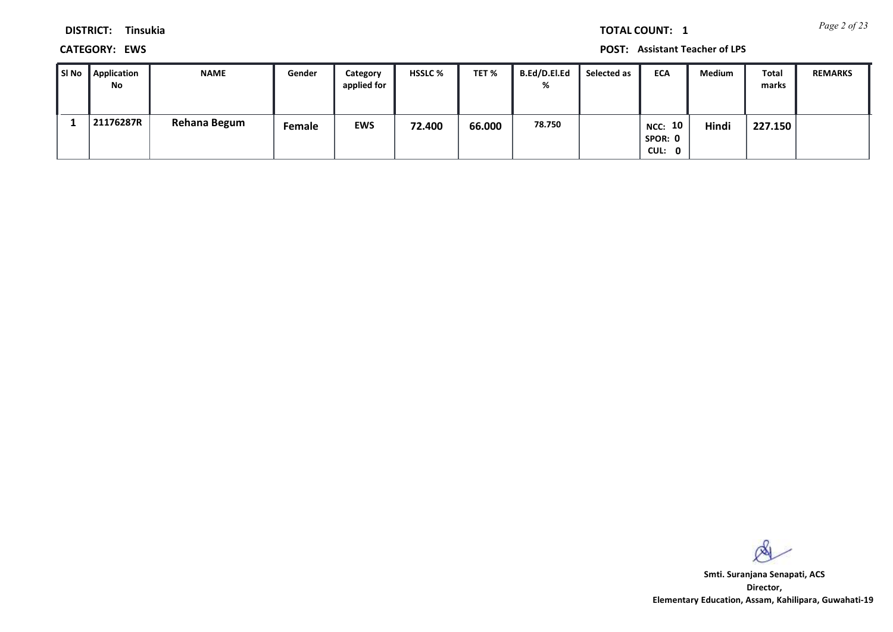**DISTRICT:** Tinsukia

**TOTAL COUNT:** 1

**CATEGORY:** EWS

**POST:** Assistant Teacher of LPS

| Sl No | Application No | NAME | Gender | Category applied for | HSSLC % | TET % | B.Ed/D.El.Ed % | Selected as | ECA | Medium | Total marks | REMARKS |
|---|---|---|---|---|---|---|---|---|---|---|---|---|
| 1 | 21176287R | Rehana Begum | Female | EWS | 72.400 | 66.000 | 78.750 | | NCC: 10 SPOR: 0 CUL: 0 | Hindi | 227.150 | |

Smti. Suranjana Senapati, ACS
Director,
Elementary Education, Assam, Kahilipara, Guwahati-19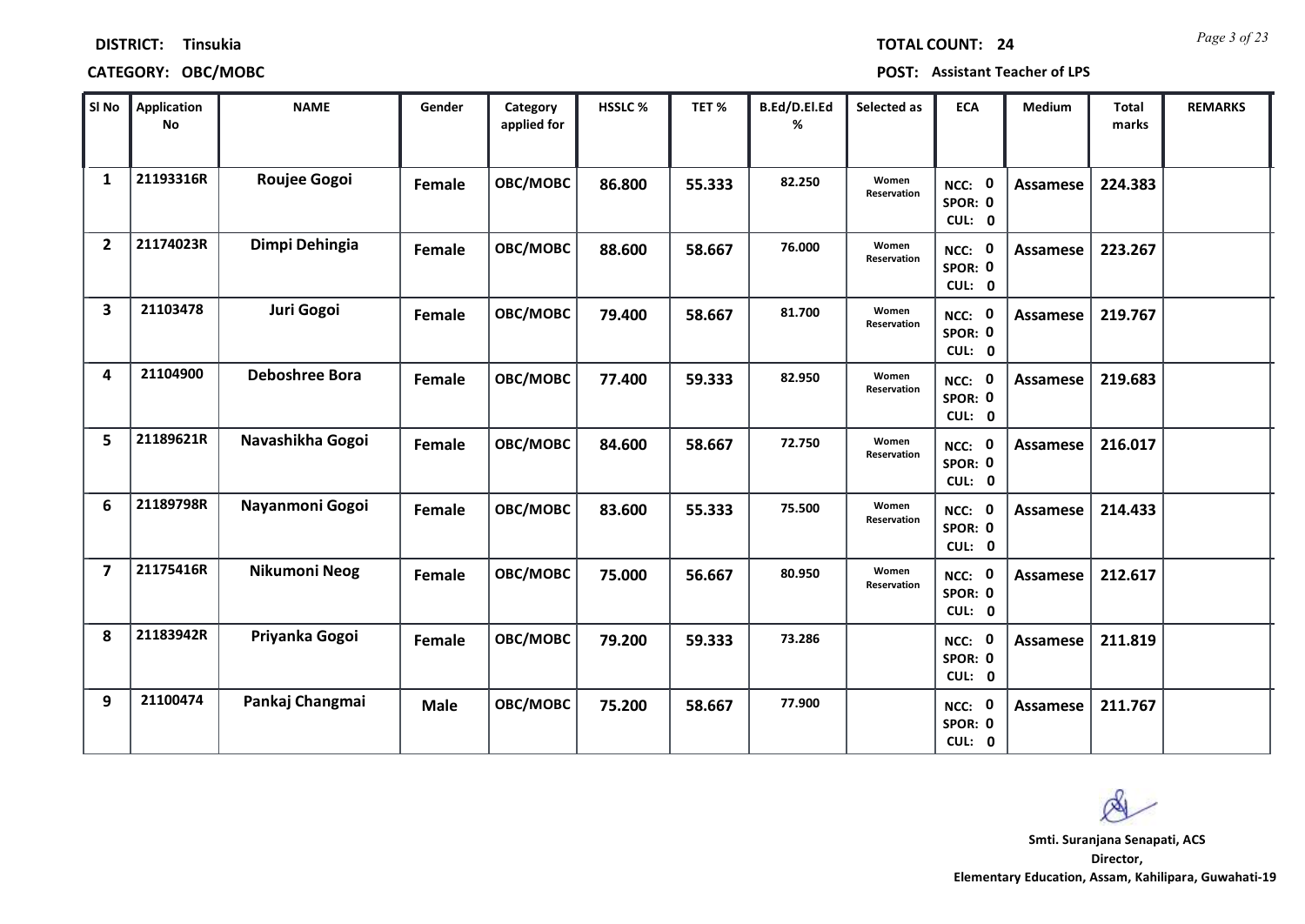**DISTRICT:** Tinsukia **TOTAL COUNT:** 24

**CATEGORY:** OBC/MOBC **POST:** Assistant Teacher of LPS

| Sl No | Application No | NAME | Gender | Category applied for | HSSLC % | TET % | B.Ed/D.El.Ed % | Selected as | ECA | Medium | Total marks | REMARKS |
|---|---|---|---|---|---|---|---|---|---|---|---|---|
| 1 | 21193316R | Roujee Gogoi | Female | OBC/MOBC | 86.800 | 55.333 | 82.250 | Women Reservation | NCC: 0 SPOR: 0 CUL: 0 | Assamese | 224.383 | |
| 2 | 21174023R | Dimpi Dehingia | Female | OBC/MOBC | 88.600 | 58.667 | 76.000 | Women Reservation | NCC: 0 SPOR: 0 CUL: 0 | Assamese | 223.267 | |
| 3 | 21103478 | Juri Gogoi | Female | OBC/MOBC | 79.400 | 58.667 | 81.700 | Women Reservation | NCC: 0 SPOR: 0 CUL: 0 | Assamese | 219.767 | |
| 4 | 21104900 | Deboshree Bora | Female | OBC/MOBC | 77.400 | 59.333 | 82.950 | Women Reservation | NCC: 0 SPOR: 0 CUL: 0 | Assamese | 219.683 | |
| 5 | 21189621R | Navashikha Gogoi | Female | OBC/MOBC | 84.600 | 58.667 | 72.750 | Women Reservation | NCC: 0 SPOR: 0 CUL: 0 | Assamese | 216.017 | |
| 6 | 21189798R | Nayanmoni Gogoi | Female | OBC/MOBC | 83.600 | 55.333 | 75.500 | Women Reservation | NCC: 0 SPOR: 0 CUL: 0 | Assamese | 214.433 | |
| 7 | 21175416R | Nikumoni Neog | Female | OBC/MOBC | 75.000 | 56.667 | 80.950 | Women Reservation | NCC: 0 SPOR: 0 CUL: 0 | Assamese | 212.617 | |
| 8 | 21183942R | Priyanka Gogoi | Female | OBC/MOBC | 79.200 | 59.333 | 73.286 | | NCC: 0 SPOR: 0 CUL: 0 | Assamese | 211.819 | |
| 9 | 21100474 | Pankaj Changmai | Male | OBC/MOBC | 75.200 | 58.667 | 77.900 | | NCC: 0 SPOR: 0 CUL: 0 | Assamese | 211.767 | |

**Smti. Suranjana Senapati, ACS**
**Director,**
**Elementary Education, Assam, Kahilipara, Guwahati-19**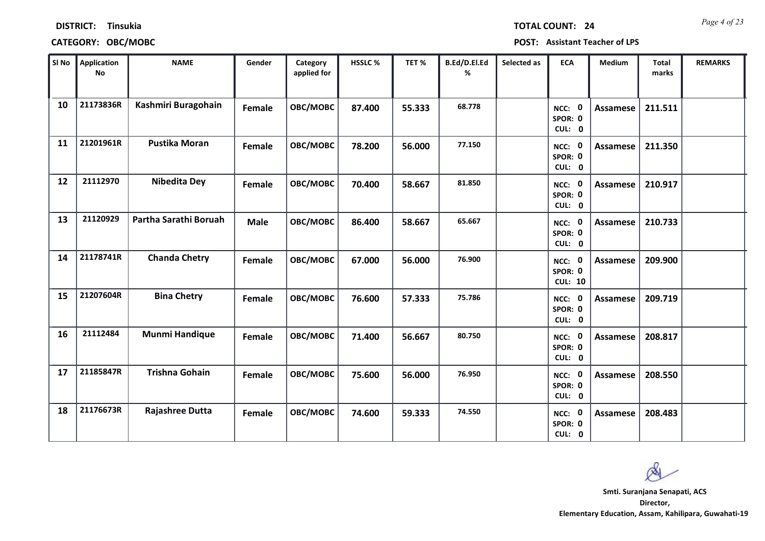**DISTRICT:** Tinsukia

**TOTAL COUNT:** 24

**CATEGORY:** OBC/MOBC

**POST:** Assistant Teacher of LPS

| Sl No | Application No | NAME | Gender | Category applied for | HSSLC % | TET % | B.Ed/D.El.Ed % | Selected as | ECA | Medium | Total marks | REMARKS |
|---|---|---|---|---|---|---|---|---|---|---|---|---|
| 10 | 21173836R | Kashmiri Buragohain | Female | OBC/MOBC | 87.400 | 55.333 | 68.778 | | NCC: 0 SPOR: 0 CUL: 0 | Assamese | 211.511 | |
| 11 | 21201961R | Pustika Moran | Female | OBC/MOBC | 78.200 | 56.000 | 77.150 | | NCC: 0 SPOR: 0 CUL: 0 | Assamese | 211.350 | |
| 12 | 21112970 | Nibedita Dey | Female | OBC/MOBC | 70.400 | 58.667 | 81.850 | | NCC: 0 SPOR: 0 CUL: 0 | Assamese | 210.917 | |
| 13 | 21120929 | Partha Sarathi Boruah | Male | OBC/MOBC | 86.400 | 58.667 | 65.667 | | NCC: 0 SPOR: 0 CUL: 0 | Assamese | 210.733 | |
| 14 | 21178741R | Chanda Chetry | Female | OBC/MOBC | 67.000 | 56.000 | 76.900 | | NCC: 0 SPOR: 0 CUL: 10 | Assamese | 209.900 | |
| 15 | 21207604R | Bina Chetry | Female | OBC/MOBC | 76.600 | 57.333 | 75.786 | | NCC: 0 SPOR: 0 CUL: 0 | Assamese | 209.719 | |
| 16 | 21112484 | Munmi Handique | Female | OBC/MOBC | 71.400 | 56.667 | 80.750 | | NCC: 0 SPOR: 0 CUL: 0 | Assamese | 208.817 | |
| 17 | 21185847R | Trishna Gohain | Female | OBC/MOBC | 75.600 | 56.000 | 76.950 | | NCC: 0 SPOR: 0 CUL: 0 | Assamese | 208.550 | |
| 18 | 21176673R | Rajashree Dutta | Female | OBC/MOBC | 74.600 | 59.333 | 74.550 | | NCC: 0 SPOR: 0 CUL: 0 | Assamese | 208.483 | |

**Smti. Suranjana Senapati, ACS**
**Director,**
**Elementary Education, Assam, Kahilipara, Guwahati-19**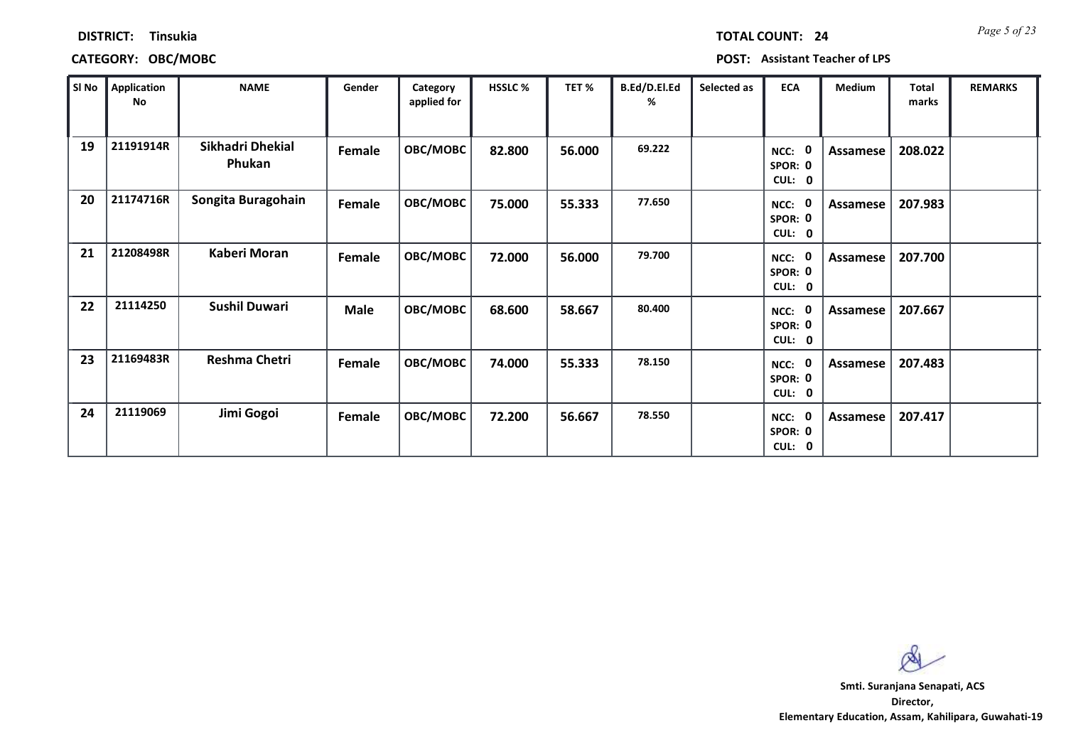**DISTRICT:** Tinsukia

**CATEGORY:** OBC/MOBC

**TOTAL COUNT:** 24

**POST:** Assistant Teacher of LPS

| Sl No | Application No | NAME | Gender | Category applied for | HSSLC % | TET % | B.Ed/D.El.Ed % | Selected as | ECA | Medium | Total marks | REMARKS |
|---|---|---|---|---|---|---|---|---|---|---|---|---|
| 19 | 21191914R | Sikhadri Dhekial Phukan | Female | OBC/MOBC | 82.800 | 56.000 | 69.222 | | NCC: 0 SPOR: 0 CUL: 0 | Assamese | 208.022 | |
| 20 | 21174716R | Songita Buragohain | Female | OBC/MOBC | 75.000 | 55.333 | 77.650 | | NCC: 0 SPOR: 0 CUL: 0 | Assamese | 207.983 | |
| 21 | 21208498R | Kaberi Moran | Female | OBC/MOBC | 72.000 | 56.000 | 79.700 | | NCC: 0 SPOR: 0 CUL: 0 | Assamese | 207.700 | |
| 22 | 21114250 | Sushil Duwari | Male | OBC/MOBC | 68.600 | 58.667 | 80.400 | | NCC: 0 SPOR: 0 CUL: 0 | Assamese | 207.667 | |
| 23 | 21169483R | Reshma Chetri | Female | OBC/MOBC | 74.000 | 55.333 | 78.150 | | NCC: 0 SPOR: 0 CUL: 0 | Assamese | 207.483 | |
| 24 | 21119069 | Jimi Gogoi | Female | OBC/MOBC | 72.200 | 56.667 | 78.550 | | NCC: 0 SPOR: 0 CUL: 0 | Assamese | 207.417 | |

**Smti. Suranjana Senapati, ACS**
**Director,**
**Elementary Education, Assam, Kahilipara, Guwahati-19**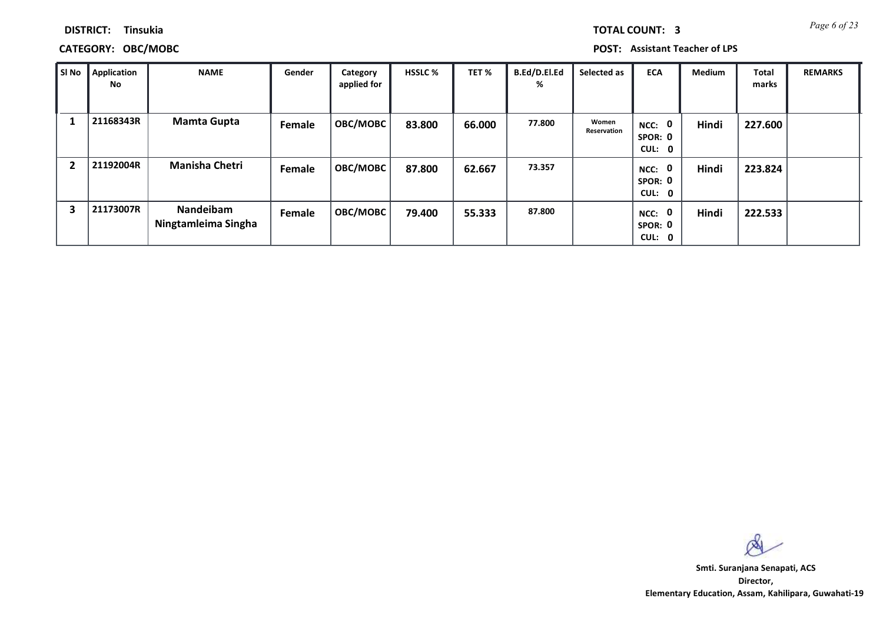**DISTRICT:** Tinsukia

**TOTAL COUNT:** 3

**CATEGORY:** OBC/MOBC

**POST:** Assistant Teacher of LPS

| Sl No | Application No | NAME | Gender | Category applied for | HSSLC % | TET % | B.Ed/D.El.Ed % | Selected as | ECA | Medium | Total marks | REMARKS |
|---|---|---|---|---|---|---|---|---|---|---|---|---|
| 1 | 21168343R | Mamta Gupta | Female | OBC/MOBC | 83.800 | 66.000 | 77.800 | Women Reservation | NCC: 0 SPOR: 0 CUL: 0 | Hindi | 227.600 | |
| 2 | 21192004R | Manisha Chetri | Female | OBC/MOBC | 87.800 | 62.667 | 73.357 | | NCC: 0 SPOR: 0 CUL: 0 | Hindi | 223.824 | |
| 3 | 21173007R | Nandeibam Ningtamleima Singha | Female | OBC/MOBC | 79.400 | 55.333 | 87.800 | | NCC: 0 SPOR: 0 CUL: 0 | Hindi | 222.533 | |

**Smti. Suranjana Senapati, ACS**
**Director,**
**Elementary Education, Assam, Kahilipara, Guwahati-19**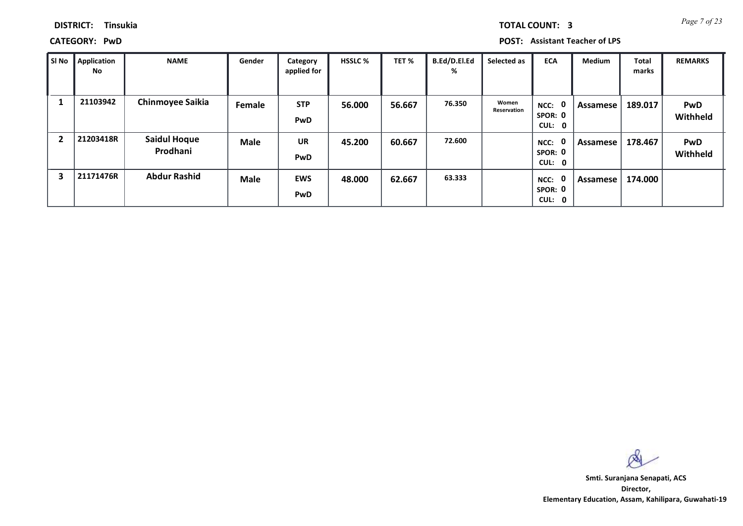**DISTRICT:** Tinsukia

**TOTAL COUNT:** 3

**CATEGORY:** PwD

**POST:** Assistant Teacher of LPS

| Sl No | Application No | NAME | Gender | Category applied for | HSSLC % | TET % | B.Ed/D.El.Ed % | Selected as | ECA | Medium | Total marks | REMARKS |
|---|---|---|---|---|---|---|---|---|---|---|---|---|
| 1 | 21103942 | Chinmoyee Saikia | Female | STP PwD | 56.000 | 56.667 | 76.350 | Women Reservation | NCC: 0 SPOR: 0 CUL: 0 | Assamese | 189.017 | PwD Withheld |
| 2 | 21203418R | Saidul Hoque Prodhani | Male | UR PwD | 45.200 | 60.667 | 72.600 | | NCC: 0 SPOR: 0 CUL: 0 | Assamese | 178.467 | PwD Withheld |
| 3 | 21171476R | Abdur Rashid | Male | EWS PwD | 48.000 | 62.667 | 63.333 | | NCC: 0 SPOR: 0 CUL: 0 | Assamese | 174.000 | |

**Smti. Suranjana Senapati, ACS**
**Director,**
**Elementary Education, Assam, Kahilipara, Guwahati-19**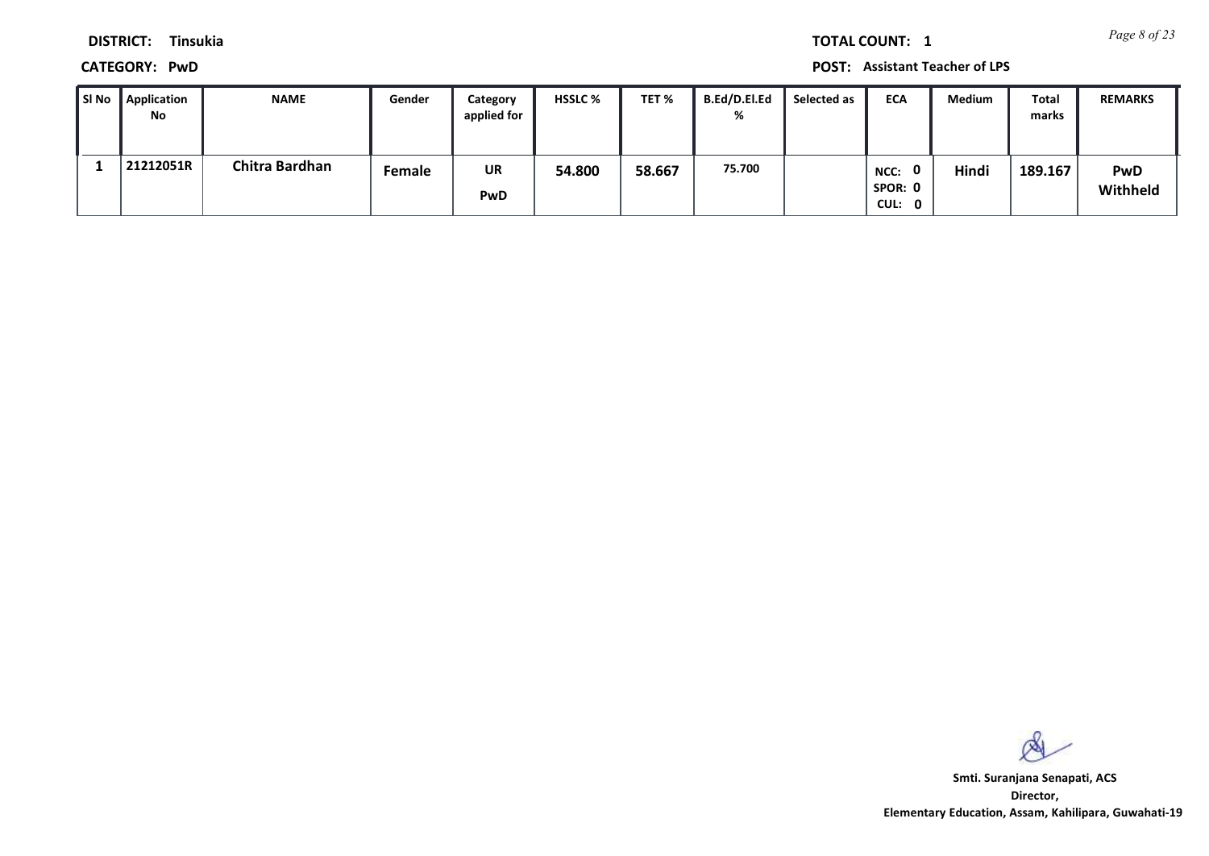**DISTRICT:** Tinsuka

**TOTAL COUNT:** 1

**CATEGORY:** PwD

**POST:** Assistant Teacher of LPS

| Sl No | Application No | NAME | Gender | Category applied for | HSSLC % | TET % | B.Ed/D.El.Ed % | Selected as | ECA | Medium | Total marks | REMARKS |
|---|---|---|---|---|---|---|---|---|---|---|---|---|
| 1 | 21212051R | Chitra Bardhan | Female | UR PwD | 54.800 | 58.667 | 75.700 | | NCC: 0 SPOR: 0 CUL: 0 | Hindi | 189.167 | PwD Withheld |

**Smti. Suranjana Senapati, ACS**
**Director,**
**Elementary Education, Assam, Kahilipara, Guwahati-19**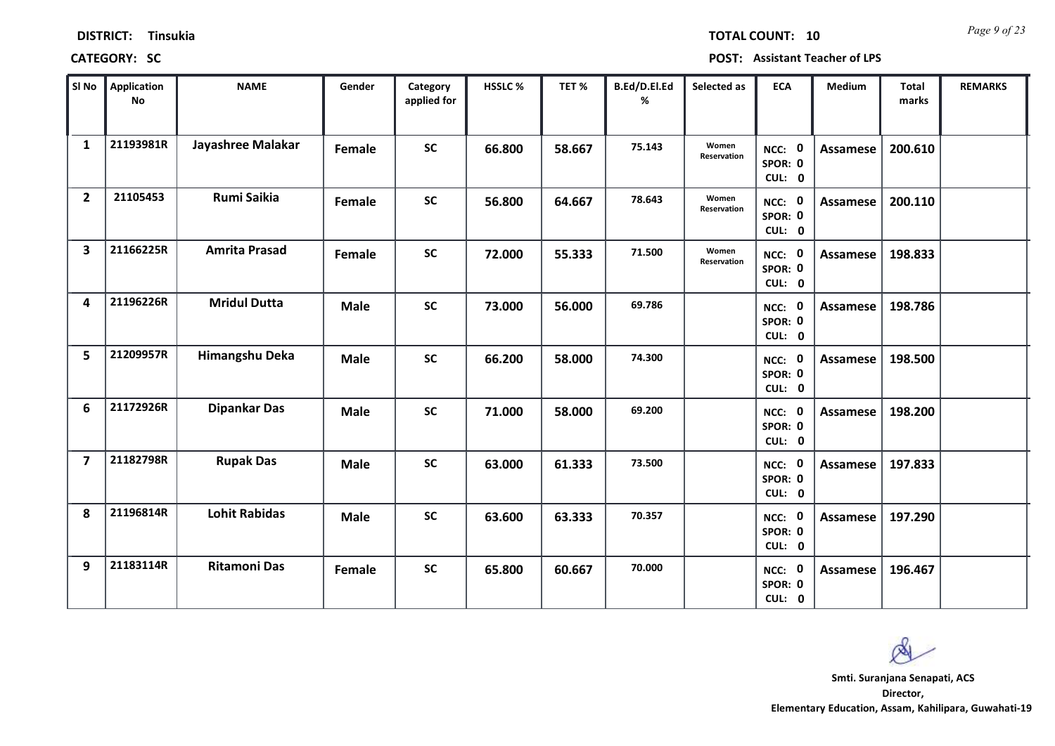**DISTRICT:** Tinsukia **TOTAL COUNT:** 10

**CATEGORY:** SC **POST:** Assistant Teacher of LPS

| Sl No | Application No | NAME | Gender | Category applied for | HSSLC % | TET % | B.Ed/D.El.Ed % | Selected as | ECA | Medium | Total marks | REMARKS |
|---|---|---|---|---|---|---|---|---|---|---|---|---|
| 1 | 21193981R | Jayashree Malakar | Female | SC | 66.800 | 58.667 | 75.143 | Women Reservation | NCC: 0 SPOR: 0 CUL: 0 | Assamese | 200.610 | |
| 2 | 21105453 | Rumi Saikia | Female | SC | 56.800 | 64.667 | 78.643 | Women Reservation | NCC: 0 SPOR: 0 CUL: 0 | Assamese | 200.110 | |
| 3 | 21166225R | Amrita Prasad | Female | SC | 72.000 | 55.333 | 71.500 | Women Reservation | NCC: 0 SPOR: 0 CUL: 0 | Assamese | 198.833 | |
| 4 | 21196226R | Mridul Dutta | Male | SC | 73.000 | 56.000 | 69.786 | | NCC: 0 SPOR: 0 CUL: 0 | Assamese | 198.786 | |
| 5 | 21209957R | Himangshu Deka | Male | SC | 66.200 | 58.000 | 74.300 | | NCC: 0 SPOR: 0 CUL: 0 | Assamese | 198.500 | |
| 6 | 21172926R | Dipankar Das | Male | SC | 71.000 | 58.000 | 69.200 | | NCC: 0 SPOR: 0 CUL: 0 | Assamese | 198.200 | |
| 7 | 21182798R | Rupak Das | Male | SC | 63.000 | 61.333 | 73.500 | | NCC: 0 SPOR: 0 CUL: 0 | Assamese | 197.833 | |
| 8 | 21196814R | Lohit Rabidas | Male | SC | 63.600 | 63.333 | 70.357 | | NCC: 0 SPOR: 0 CUL: 0 | Assamese | 197.290 | |
| 9 | 21183114R | Ritamoni Das | Female | SC | 65.800 | 60.667 | 70.000 | | NCC: 0 SPOR: 0 CUL: 0 | Assamese | 196.467 | |

**Smti. Suranjana Senapati, ACS**
**Director,**
**Elementary Education, Assam, Kahilipara, Guwahati-19**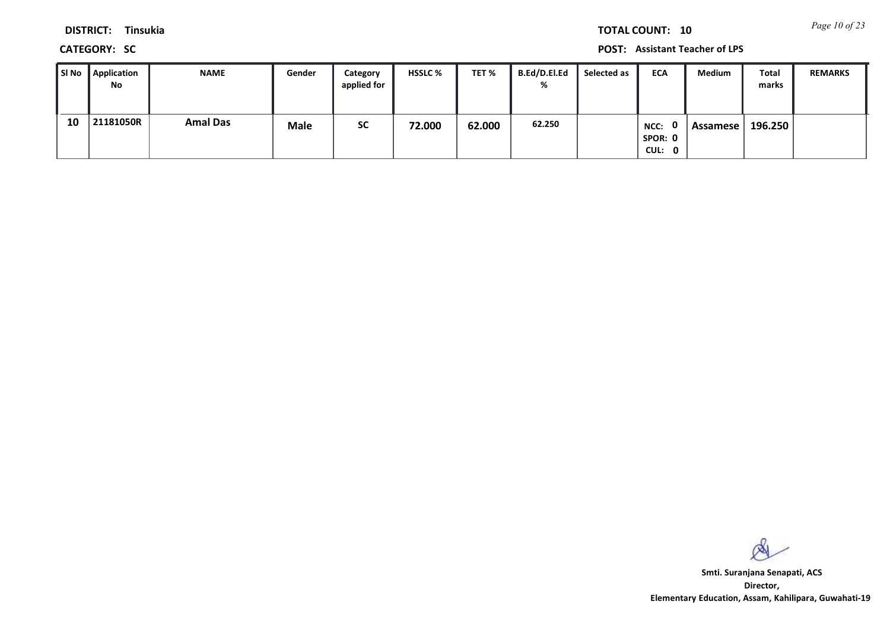**DISTRICT:** Tinsukia

**CATEGORY:** SC

**TOTAL COUNT:** 10

**POST:** Assistant Teacher of LPS

| Sl No | Application No | NAME | Gender | Category applied for | HSSLC % | TET % | B.Ed/D.El.Ed % | Selected as | ECA | Medium | Total marks | REMARKS |
|---|---|---|---|---|---|---|---|---|---|---|---|---|
| 10 | 21181050R | Amal Das | Male | SC | 72.000 | 62.000 | 62.250 | | NCC: 0 SPOR: 0 CUL: 0 | Assamese | 196.250 | |

**Smti. Suranjana Senapati, ACS**
**Director,**
**Elementary Education, Assam, Kahilipara, Guwahati-19**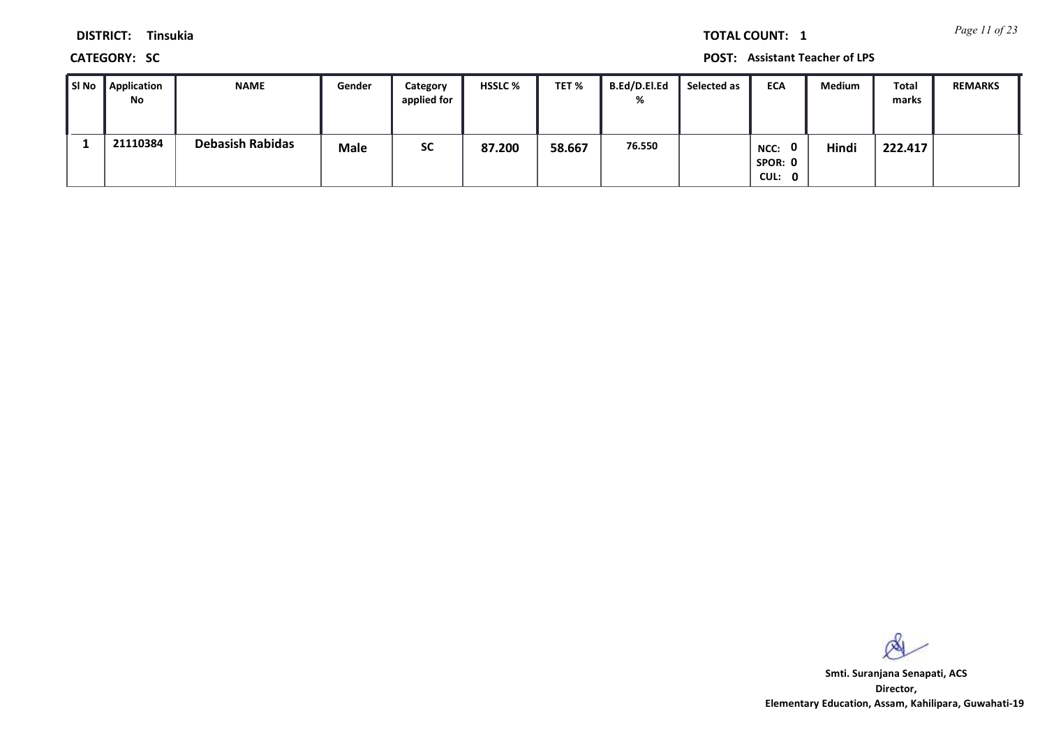**DISTRICT:** Tinsukia

**TOTAL COUNT:** 1

**CATEGORY:** SC

**POST:** Assistant Teacher of LPS

| Sl No | Application No | NAME | Gender | Category applied for | HSSLC % | TET % | B.Ed/D.El.Ed % | Selected as | ECA | Medium | Total marks | REMARKS |
|---|---|---|---|---|---|---|---|---|---|---|---|---|
| 1 | 21110384 | Debasish Rabidas | Male | SC | 87.200 | 58.667 | 76.550 | | NCC: 0 SPOR: 0 CUL: 0 | Hindi | 222.417 | |

**Smti. Suranjana Senapati, ACS**
**Director,**
**Elementary Education, Assam, Kahilipara, Guwahati-19**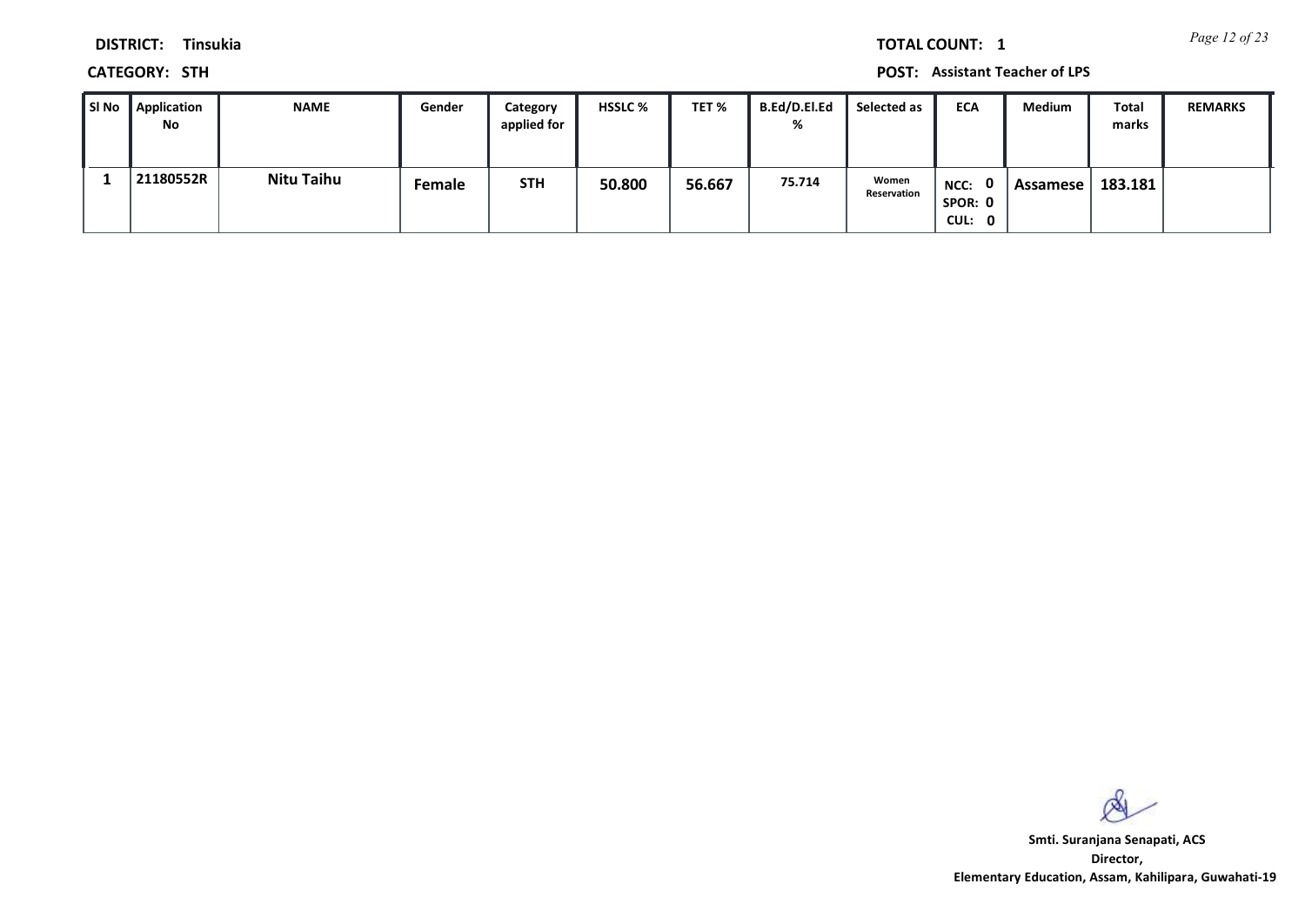**DISTRICT:** Tinsukia

**TOTAL COUNT:** 1

**CATEGORY:** STH

**POST:** Assistant Teacher of LPS

| Sl No | Application No | NAME | Gender | Category applied for | HSSLC % | TET % | B.Ed/D.El.Ed % | Selected as | ECA | Medium | Total marks | REMARKS |
|---|---|---|---|---|---|---|---|---|---|---|---|---|
| 1 | 21180552R | Nitu Taihu | Female | STH | 50.800 | 56.667 | 75.714 | Women Reservation | NCC: 0 SPOR: 0 CUL: 0 | Assamese | 183.181 | |

**Smti. Suranjana Senapati, ACS**
**Director,**
**Elementary Education, Assam, Kahilipara, Guwahati-19**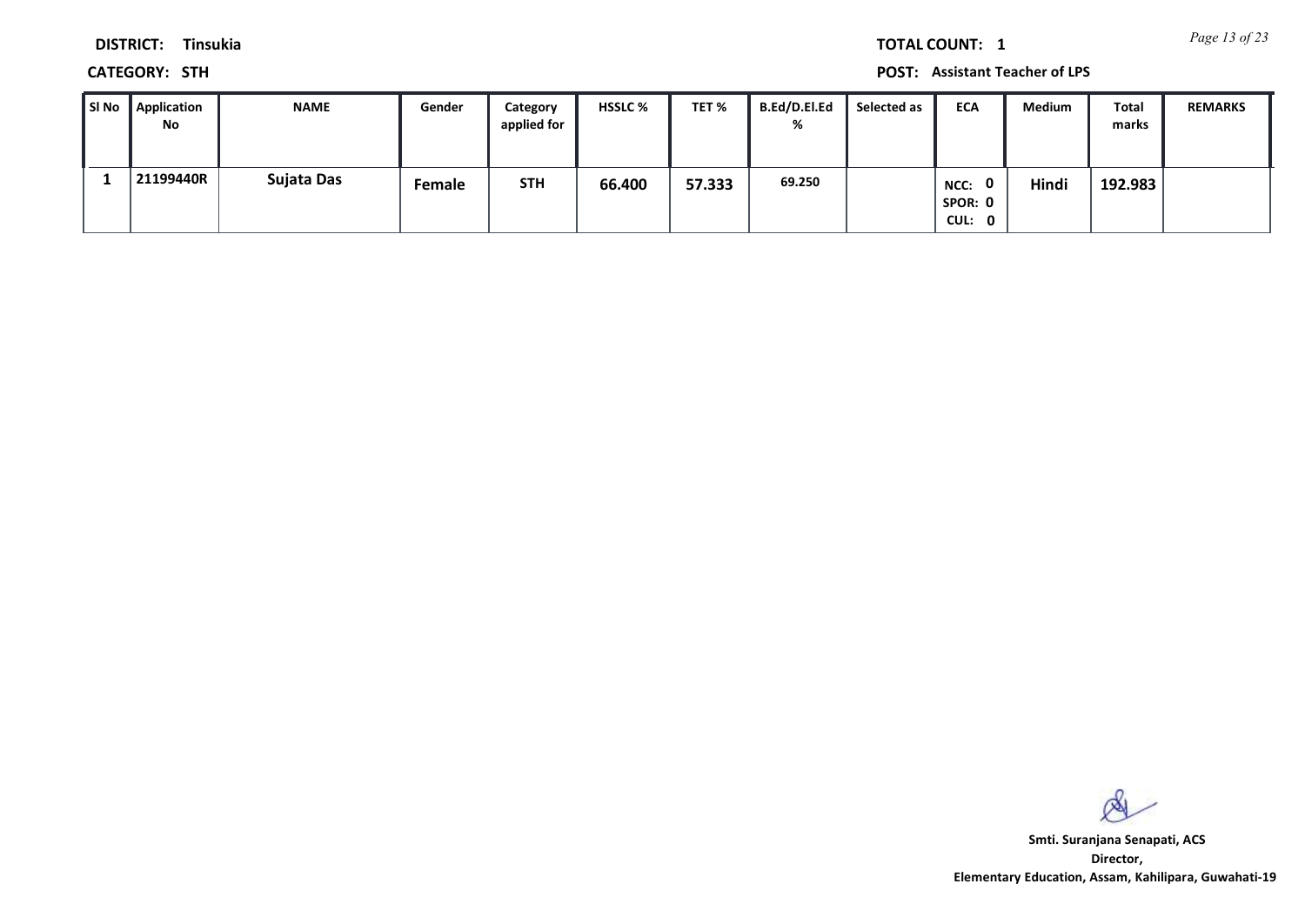**DISTRICT:** Tinsukia

**TOTAL COUNT:** 1

**CATEGORY:** STH

**POST:** Assistant Teacher of LPS

| Sl No | Application No | NAME | Gender | Category applied for | HSSLC % | TET % | B.Ed/D.El.Ed % | Selected as | ECA | Medium | Total marks | REMARKS |
|---|---|---|---|---|---|---|---|---|---|---|---|---|
| 1 | 21199440R | Sujata Das | Female | STH | 66.400 | 57.333 | 69.250 | | NCC: 0 SPOR: 0 CUL: 0 | Hindi | 192.983 | |

**Smti. Suranjana Senapati, ACS**
**Director,**
**Elementary Education, Assam, Kahilipara, Guwahati-19**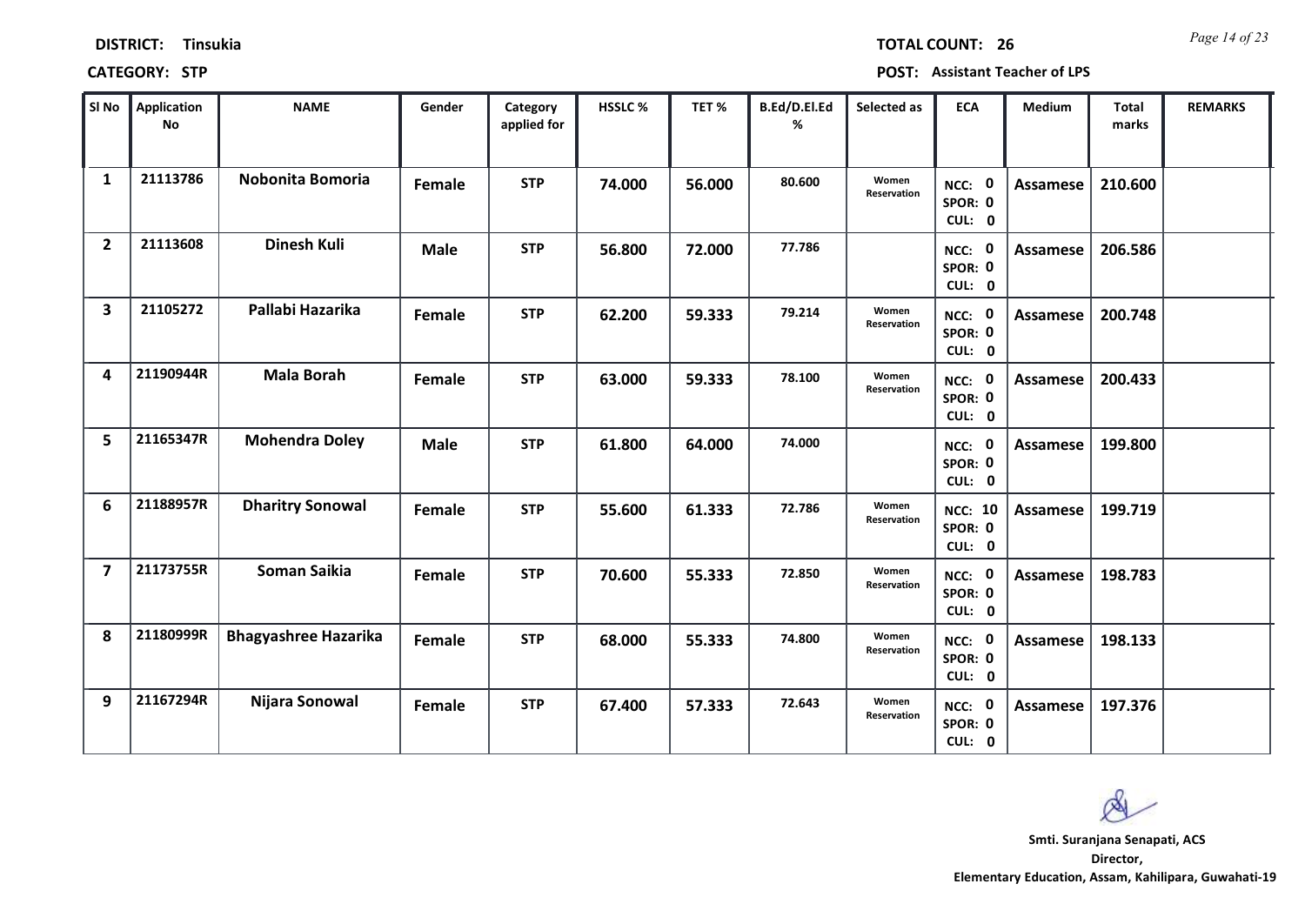**DISTRICT:** Tinsukia **TOTAL COUNT:** 26

**CATEGORY:** STP **POST:** Assistant Teacher of LPS

| Sl No | Application No | NAME | Gender | Category applied for | HSSLC % | TET % | B.Ed/D.El.Ed % | Selected as | ECA | Medium | Total marks | REMARKS |
|---|---|---|---|---|---|---|---|---|---|---|---|---|
| 1 | 21113786 | Nobonita Bomoria | Female | STP | 74.000 | 56.000 | 80.600 | Women Reservation | NCC: 0 SPOR: 0 CUL: 0 | Assamese | 210.600 | |
| 2 | 21113608 | Dinesh Kuli | Male | STP | 56.800 | 72.000 | 77.786 | | NCC: 0 SPOR: 0 CUL: 0 | Assamese | 206.586 | |
| 3 | 21105272 | Pallabi Hazarika | Female | STP | 62.200 | 59.333 | 79.214 | Women Reservation | NCC: 0 SPOR: 0 CUL: 0 | Assamese | 200.748 | |
| 4 | 21190944R | Mala Borah | Female | STP | 63.000 | 59.333 | 78.100 | Women Reservation | NCC: 0 SPOR: 0 CUL: 0 | Assamese | 200.433 | |
| 5 | 21165347R | Mohendra Doley | Male | STP | 61.800 | 64.000 | 74.000 | | NCC: 0 SPOR: 0 CUL: 0 | Assamese | 199.800 | |
| 6 | 21188957R | Dharitry Sonowal | Female | STP | 55.600 | 61.333 | 72.786 | Women Reservation | NCC: 10 SPOR: 0 CUL: 0 | Assamese | 199.719 | |
| 7 | 21173755R | Soman Saikia | Female | STP | 70.600 | 55.333 | 72.850 | Women Reservation | NCC: 0 SPOR: 0 CUL: 0 | Assamese | 198.783 | |
| 8 | 21180999R | Bhagyashree Hazarika | Female | STP | 68.000 | 55.333 | 74.800 | Women Reservation | NCC: 0 SPOR: 0 CUL: 0 | Assamese | 198.133 | |
| 9 | 21167294R | Nijara Sonowal | Female | STP | 67.400 | 57.333 | 72.643 | Women Reservation | NCC: 0 SPOR: 0 CUL: 0 | Assamese | 197.376 | |

**Smti. Suranjana Senapati, ACS**
**Director,**
**Elementary Education, Assam, Kahilipara, Guwahati-19**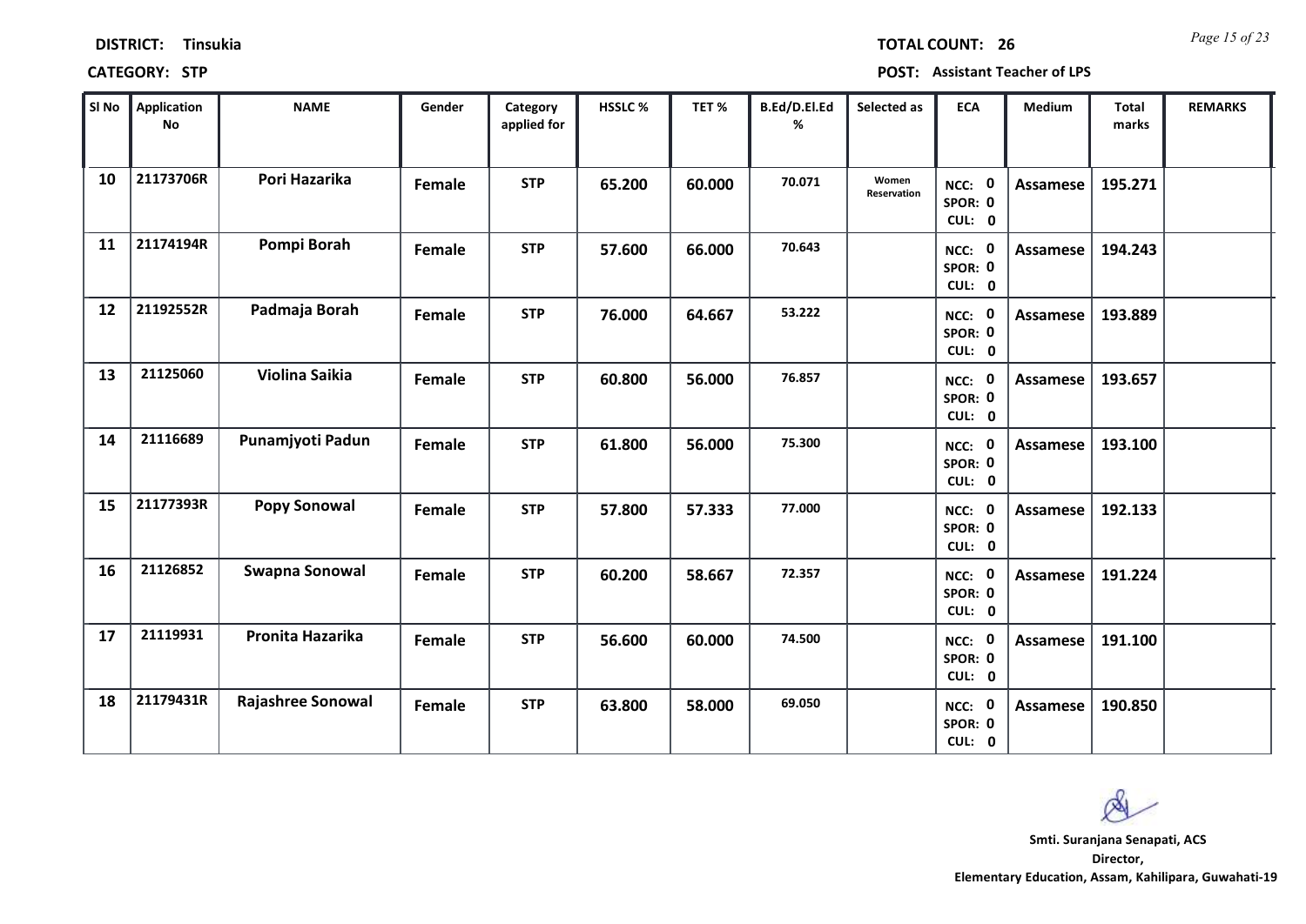**DISTRICT:** Tinsukia **TOTAL COUNT:** 26

**CATEGORY:** STP **POST:** Assistant Teacher of LPS

| Sl No | Application No | NAME | Gender | Category applied for | HSSLC % | TET % | B.Ed/D.El.Ed % | Selected as | ECA | Medium | Total marks | REMARKS |
|---|---|---|---|---|---|---|---|---|---|---|---|---|
| 10 | 21173706R | Pori Hazarika | Female | STP | 65.200 | 60.000 | 70.071 | Women Reservation | NCC: 0 SPOR: 0 CUL: 0 | Assamese | 195.271 | |
| 11 | 21174194R | Pompi Borah | Female | STP | 57.600 | 66.000 | 70.643 | | NCC: 0 SPOR: 0 CUL: 0 | Assamese | 194.243 | |
| 12 | 21192552R | Padmaja Borah | Female | STP | 76.000 | 64.667 | 53.222 | | NCC: 0 SPOR: 0 CUL: 0 | Assamese | 193.889 | |
| 13 | 21125060 | Violina Saikia | Female | STP | 60.800 | 56.000 | 76.857 | | NCC: 0 SPOR: 0 CUL: 0 | Assamese | 193.657 | |
| 14 | 21116689 | Punamjyoti Padun | Female | STP | 61.800 | 56.000 | 75.300 | | NCC: 0 SPOR: 0 CUL: 0 | Assamese | 193.100 | |
| 15 | 21177393R | Popy Sonowal | Female | STP | 57.800 | 57.333 | 77.000 | | NCC: 0 SPOR: 0 CUL: 0 | Assamese | 192.133 | |
| 16 | 21126852 | Swapna Sonowal | Female | STP | 60.200 | 58.667 | 72.357 | | NCC: 0 SPOR: 0 CUL: 0 | Assamese | 191.224 | |
| 17 | 21119931 | Pronita Hazarika | Female | STP | 56.600 | 60.000 | 74.500 | | NCC: 0 SPOR: 0 CUL: 0 | Assamese | 191.100 | |
| 18 | 21179431R | Rajashree Sonowal | Female | STP | 63.800 | 58.000 | 69.050 | | NCC: 0 SPOR: 0 CUL: 0 | Assamese | 190.850 | |

**Smti. Suranjana Senapati, ACS**
**Director,**
**Elementary Education, Assam, Kahilipara, Guwahati-19**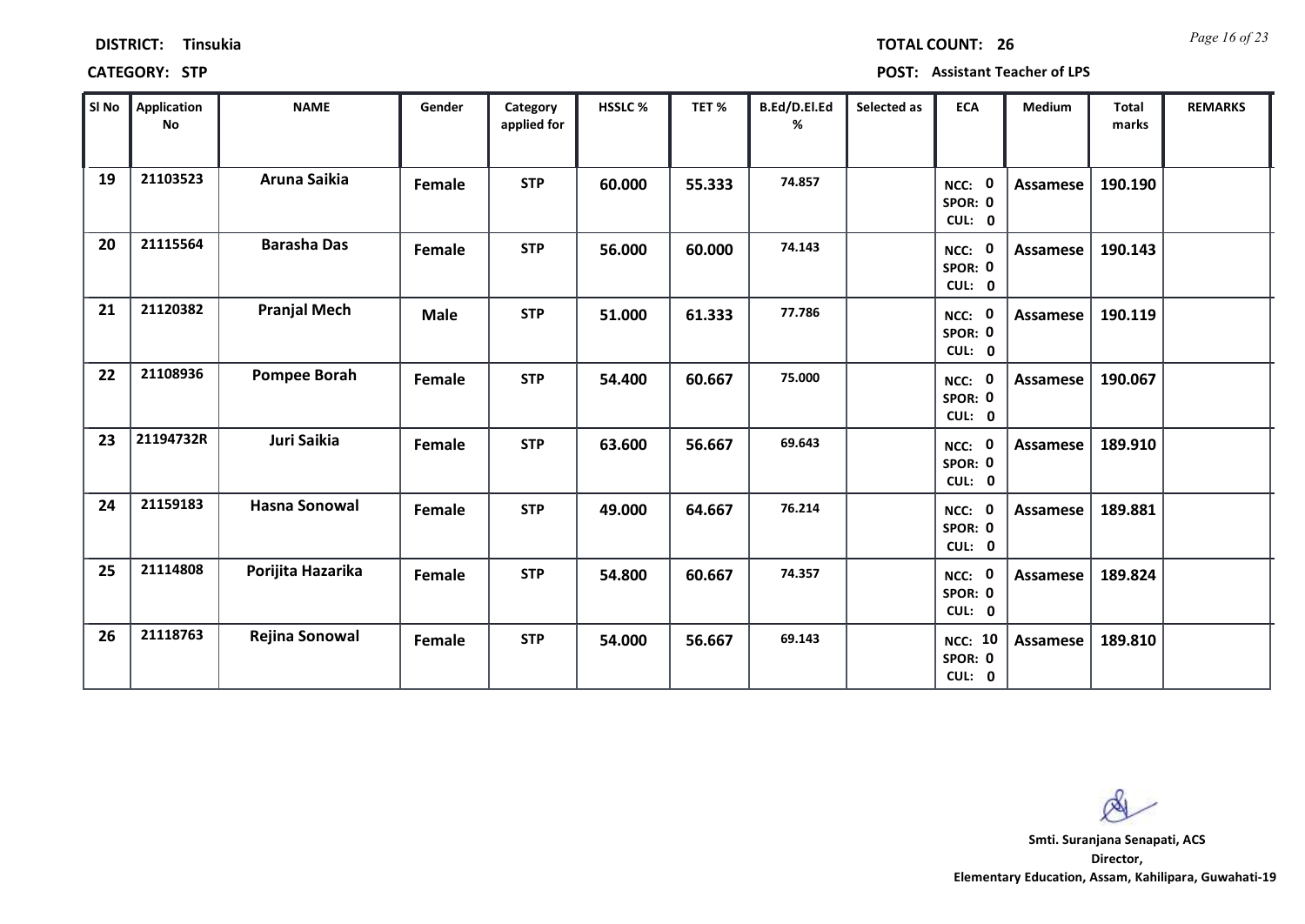**DISTRICT:** Tinsukia

**TOTAL COUNT:** 26

**CATEGORY:** STP

**POST:** Assistant Teacher of LPS

| Sl No | Application No | NAME | Gender | Category applied for | HSSLC % | TET % | B.Ed/D.El.Ed % | Selected as | ECA | Medium | Total marks | REMARKS |
|---|---|---|---|---|---|---|---|---|---|---|---|---|
| 19 | 21103523 | Aruna Saikia | Female | STP | 60.000 | 55.333 | 74.857 | | NCC: 0 SPOR: 0 CUL: 0 | Assamese | 190.190 | |
| 20 | 21115564 | Barasha Das | Female | STP | 56.000 | 60.000 | 74.143 | | NCC: 0 SPOR: 0 CUL: 0 | Assamese | 190.143 | |
| 21 | 21120382 | Pranjal Mech | Male | STP | 51.000 | 61.333 | 77.786 | | NCC: 0 SPOR: 0 CUL: 0 | Assamese | 190.119 | |
| 22 | 21108936 | Pompee Borah | Female | STP | 54.400 | 60.667 | 75.000 | | NCC: 0 SPOR: 0 CUL: 0 | Assamese | 190.067 | |
| 23 | 21194732R | Juri Saikia | Female | STP | 63.600 | 56.667 | 69.643 | | NCC: 0 SPOR: 0 CUL: 0 | Assamese | 189.910 | |
| 24 | 21159183 | Hasna Sonowal | Female | STP | 49.000 | 64.667 | 76.214 | | NCC: 0 SPOR: 0 CUL: 0 | Assamese | 189.881 | |
| 25 | 21114808 | Porijita Hazarika | Female | STP | 54.800 | 60.667 | 74.357 | | NCC: 0 SPOR: 0 CUL: 0 | Assamese | 189.824 | |
| 26 | 21118763 | Rejina Sonowal | Female | STP | 54.000 | 56.667 | 69.143 | | NCC: 10 SPOR: 0 CUL: 0 | Assamese | 189.810 | |

**Smti. Suranjana Senapati, ACS**
**Director,**
**Elementary Education, Assam, Kahilipara, Guwahati-19**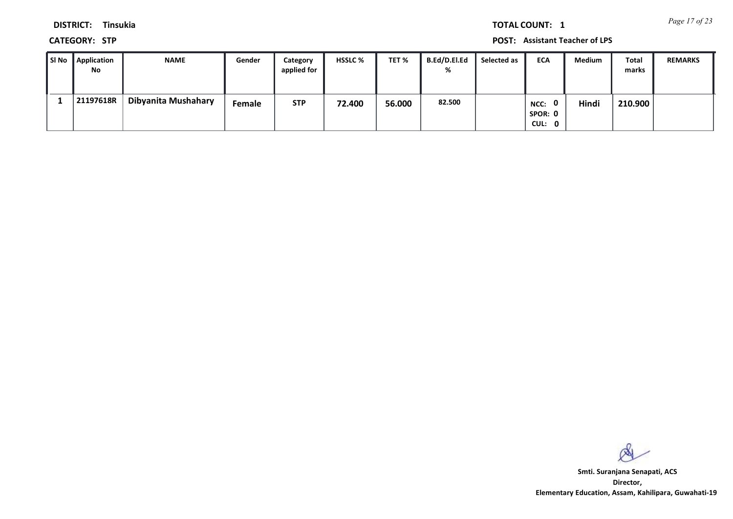**DISTRICT:** Tinsukia

**CATEGORY:** STP

**TOTAL COUNT:** 1

**POST:** Assistant Teacher of LPS

| Sl No | Application No | NAME | Gender | Category applied for | HSSLC % | TET % | B.Ed/D.El.Ed % | Selected as | ECA | Medium | Total marks | REMARKS |
|---|---|---|---|---|---|---|---|---|---|---|---|---|
| 1 | 21197618R | Dibyanita Mushahary | Female | STP | 72.400 | 56.000 | 82.500 | | NCC: 0 SPOR: 0 CUL: 0 | Hindi | 210.900 | |

**Smti. Suranjana Senapati, ACS**
**Director,**
**Elementary Education, Assam, Kahilipara, Guwahati-19**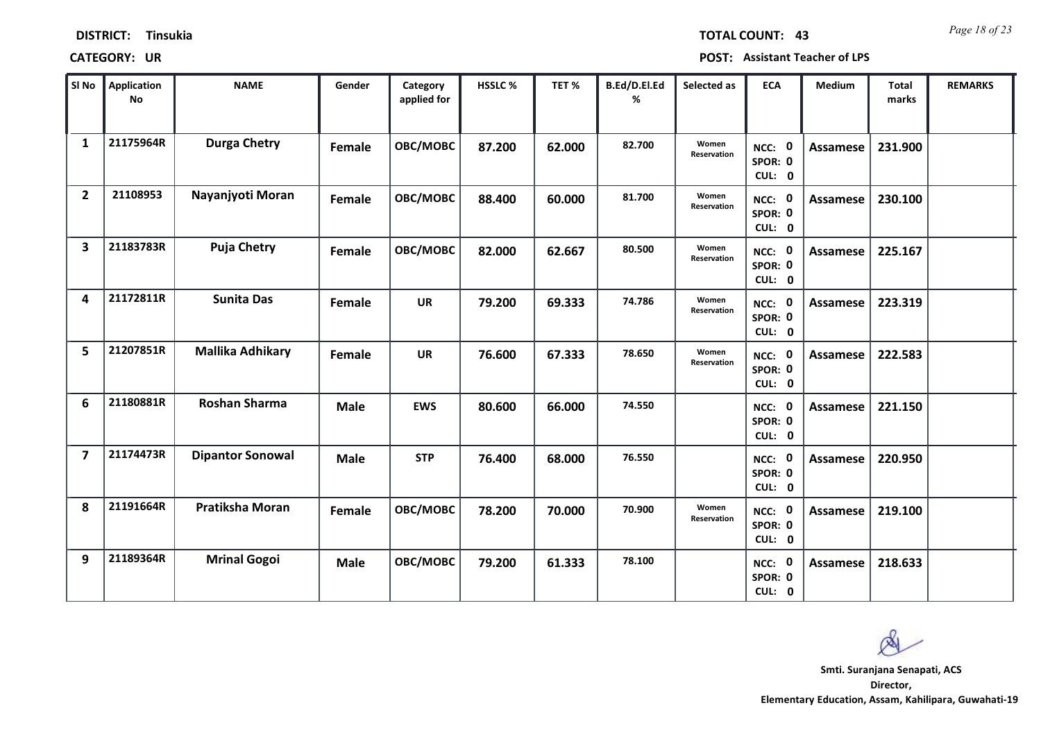**DISTRICT:** Tinsukia

**TOTAL COUNT:** 43

**CATEGORY:** UR

**POST:** Assistant Teacher of LPS

| Sl No | Application No | NAME | Gender | Category applied for | HSSLC % | TET % | B.Ed/D.El.Ed % | Selected as | ECA | Medium | Total marks | REMARKS |
|---|---|---|---|---|---|---|---|---|---|---|---|---|
| 1 | 21175964R | Durga Chetry | Female | OBC/MOBC | 87.200 | 62.000 | 82.700 | Women Reservation | NCC: 0 SPOR: 0 CUL: 0 | Assamese | 231.900 | |
| 2 | 21108953 | Nayanjyoti Moran | Female | OBC/MOBC | 88.400 | 60.000 | 81.700 | Women Reservation | NCC: 0 SPOR: 0 CUL: 0 | Assamese | 230.100 | |
| 3 | 21183783R | Puja Chetry | Female | OBC/MOBC | 82.000 | 62.667 | 80.500 | Women Reservation | NCC: 0 SPOR: 0 CUL: 0 | Assamese | 225.167 | |
| 4 | 21172811R | Sunita Das | Female | UR | 79.200 | 69.333 | 74.786 | Women Reservation | NCC: 0 SPOR: 0 CUL: 0 | Assamese | 223.319 | |
| 5 | 21207851R | Mallika Adhikary | Female | UR | 76.600 | 67.333 | 78.650 | Women Reservation | NCC: 0 SPOR: 0 CUL: 0 | Assamese | 222.583 | |
| 6 | 21180881R | Roshan Sharma | Male | EWS | 80.600 | 66.000 | 74.550 | | NCC: 0 SPOR: 0 CUL: 0 | Assamese | 221.150 | |
| 7 | 21174473R | Dipantor Sonowal | Male | STP | 76.400 | 68.000 | 76.550 | | NCC: 0 SPOR: 0 CUL: 0 | Assamese | 220.950 | |
| 8 | 21191664R | Pratiksha Moran | Female | OBC/MOBC | 78.200 | 70.000 | 70.900 | Women Reservation | NCC: 0 SPOR: 0 CUL: 0 | Assamese | 219.100 | |
| 9 | 21189364R | Mrinal Gogoi | Male | OBC/MOBC | 79.200 | 61.333 | 78.100 | | NCC: 0 SPOR: 0 CUL: 0 | Assamese | 218.633 | |

**Smti. Suranjana Senapati, ACS**
**Director,**
**Elementary Education, Assam, Kahilipara, Guwahati-19**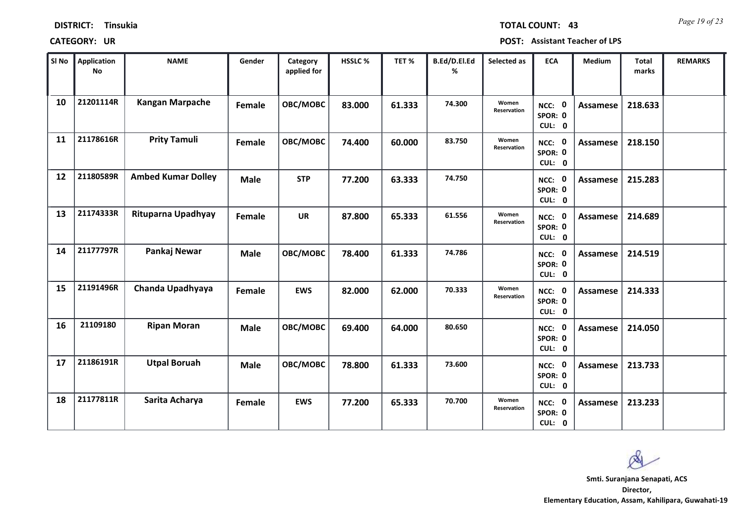**DISTRICT:** Tinsukia **TOTAL COUNT:** 43

**CATEGORY:** UR **POST:** Assistant Teacher of LPS

| Sl No | Application No | NAME | Gender | Category applied for | HSSLC % | TET % | B.Ed/D.El.Ed % | Selected as | ECA | Medium | Total marks | REMARKS |
|---|---|---|---|---|---|---|---|---|---|---|---|---|
| 10 | 21201114R | Kangan Marpache | Female | OBC/MOBC | 83.000 | 61.333 | 74.300 | Women Reservation | NCC: 0 SPOR: 0 CUL: 0 | Assamese | 218.633 | |
| 11 | 21178616R | Prity Tamuli | Female | OBC/MOBC | 74.400 | 60.000 | 83.750 | Women Reservation | NCC: 0 SPOR: 0 CUL: 0 | Assamese | 218.150 | |
| 12 | 21180589R | Ambed Kumar Dolley | Male | STP | 77.200 | 63.333 | 74.750 | | NCC: 0 SPOR: 0 CUL: 0 | Assamese | 215.283 | |
| 13 | 21174333R | Rituparna Upadhyay | Female | UR | 87.800 | 65.333 | 61.556 | Women Reservation | NCC: 0 SPOR: 0 CUL: 0 | Assamese | 214.689 | |
| 14 | 21177797R | Pankaj Newar | Male | OBC/MOBC | 78.400 | 61.333 | 74.786 | | NCC: 0 SPOR: 0 CUL: 0 | Assamese | 214.519 | |
| 15 | 21191496R | Chanda Upadhyaya | Female | EWS | 82.000 | 62.000 | 70.333 | Women Reservation | NCC: 0 SPOR: 0 CUL: 0 | Assamese | 214.333 | |
| 16 | 21109180 | Ripan Moran | Male | OBC/MOBC | 69.400 | 64.000 | 80.650 | | NCC: 0 SPOR: 0 CUL: 0 | Assamese | 214.050 | |
| 17 | 21186191R | Utpal Boruah | Male | OBC/MOBC | 78.800 | 61.333 | 73.600 | | NCC: 0 SPOR: 0 CUL: 0 | Assamese | 213.733 | |
| 18 | 21177811R | Sarita Acharya | Female | EWS | 77.200 | 65.333 | 70.700 | Women Reservation | NCC: 0 SPOR: 0 CUL: 0 | Assamese | 213.233 | |

**Smti. Suranjana Senapati, ACS**
**Director,**
**Elementary Education, Assam, Kahilipara, Guwahati-19**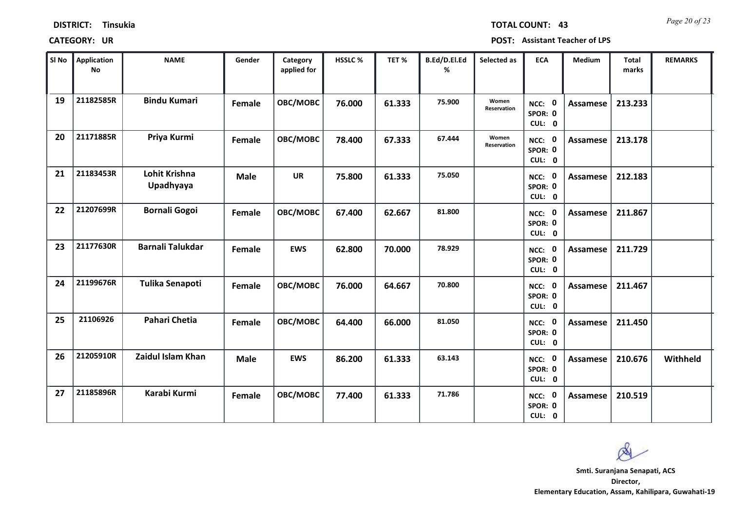**DISTRICT:** Tinsukia **TOTAL COUNT:** 43

**CATEGORY:** UR **POST:** Assistant Teacher of LPS

| Sl No | Application No | NAME | Gender | Category applied for | HSSLC % | TET % | B.Ed/D.El.Ed % | Selected as | ECA | Medium | Total marks | REMARKS |
|---|---|---|---|---|---|---|---|---|---|---|---|---|
| 19 | 21182585R | Bindu Kumari | Female | OBC/MOBC | 76.000 | 61.333 | 75.900 | Women Reservation | NCC: 0 SPOR: 0 CUL: 0 | Assamese | 213.233 | |
| 20 | 21171885R | Priya Kurmi | Female | OBC/MOBC | 78.400 | 67.333 | 67.444 | Women Reservation | NCC: 0 SPOR: 0 CUL: 0 | Assamese | 213.178 | |
| 21 | 21183453R | Lohit Krishna Upadhyaya | Male | UR | 75.800 | 61.333 | 75.050 | | NCC: 0 SPOR: 0 CUL: 0 | Assamese | 212.183 | |
| 22 | 21207699R | Bornali Gogoi | Female | OBC/MOBC | 67.400 | 62.667 | 81.800 | | NCC: 0 SPOR: 0 CUL: 0 | Assamese | 211.867 | |
| 23 | 21177630R | Barnali Talukdar | Female | EWS | 62.800 | 70.000 | 78.929 | | NCC: 0 SPOR: 0 CUL: 0 | Assamese | 211.729 | |
| 24 | 21199676R | Tulika Senapoti | Female | OBC/MOBC | 76.000 | 64.667 | 70.800 | | NCC: 0 SPOR: 0 CUL: 0 | Assamese | 211.467 | |
| 25 | 21106926 | Pahari Chetia | Female | OBC/MOBC | 64.400 | 66.000 | 81.050 | | NCC: 0 SPOR: 0 CUL: 0 | Assamese | 211.450 | |
| 26 | 21205910R | Zaidul Islam Khan | Male | EWS | 86.200 | 61.333 | 63.143 | | NCC: 0 SPOR: 0 CUL: 0 | Assamese | 210.676 | Withheld |
| 27 | 21185896R | Karabi Kurmi | Female | OBC/MOBC | 77.400 | 61.333 | 71.786 | | NCC: 0 SPOR: 0 CUL: 0 | Assamese | 210.519 | |

**Smti. Suranjana Senapati, ACS**
**Director,**
**Elementary Education, Assam, Kahilipara, Guwahati-19**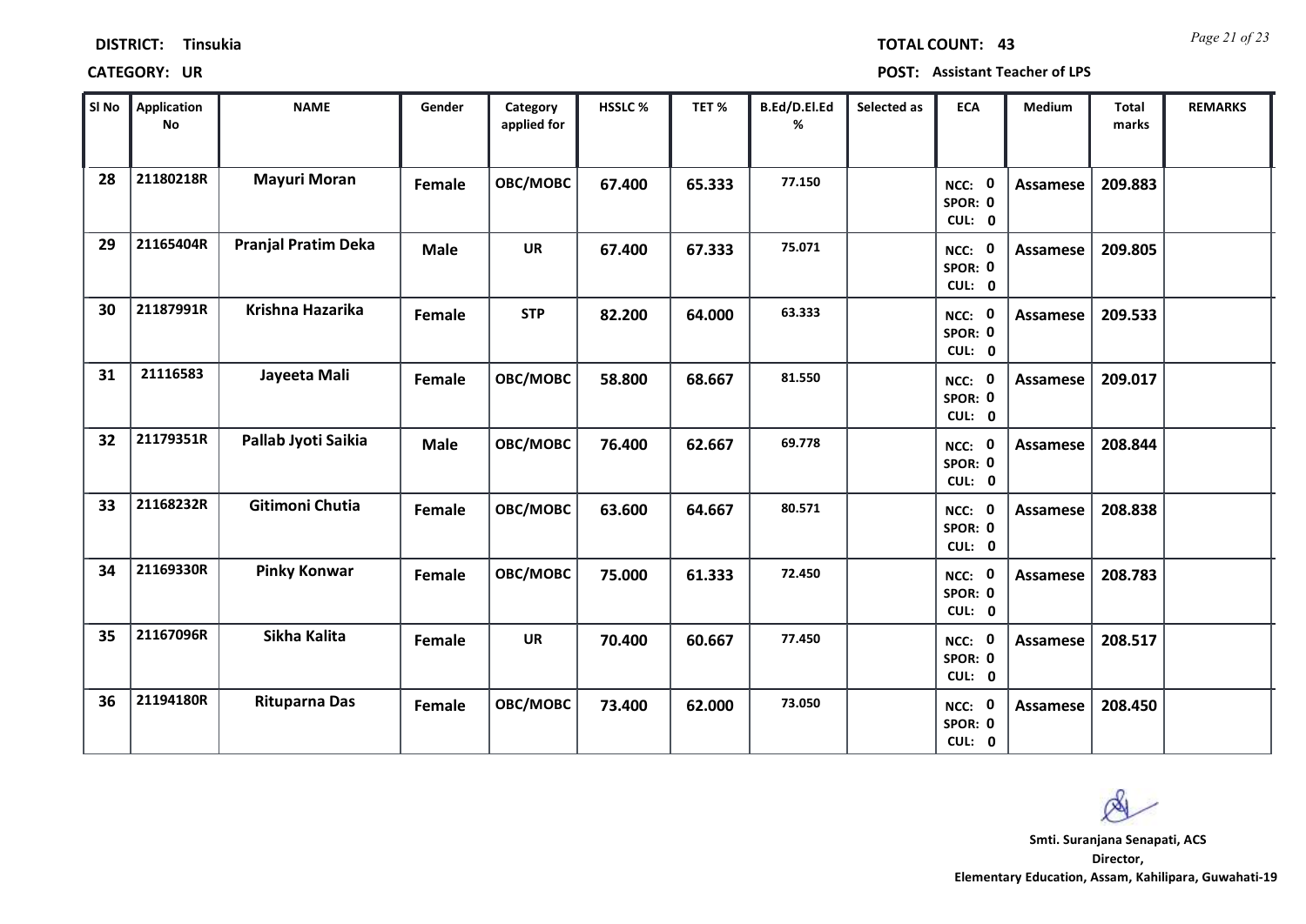**DISTRICT:** Tinsukia

**TOTAL COUNT:** 43

**CATEGORY:** UR

**POST:** Assistant Teacher of LPS

| Sl No | Application No | NAME | Gender | Category applied for | HSSLC % | TET % | B.Ed/D.El.Ed % | Selected as | ECA | Medium | Total marks | REMARKS |
|---|---|---|---|---|---|---|---|---|---|---|---|---|
| 28 | 21180218R | Mayuri Moran | Female | OBC/MOBC | 67.400 | 65.333 | 77.150 | | NCC: 0 SPOR: 0 CUL: 0 | Assamese | 209.883 | |
| 29 | 21165404R | Pranjal Pratim Deka | Male | UR | 67.400 | 67.333 | 75.071 | | NCC: 0 SPOR: 0 CUL: 0 | Assamese | 209.805 | |
| 30 | 21187991R | Krishna Hazarika | Female | STP | 82.200 | 64.000 | 63.333 | | NCC: 0 SPOR: 0 CUL: 0 | Assamese | 209.533 | |
| 31 | 21116583 | Jayeeta Mali | Female | OBC/MOBC | 58.800 | 68.667 | 81.550 | | NCC: 0 SPOR: 0 CUL: 0 | Assamese | 209.017 | |
| 32 | 21179351R | Pallab Jyoti Saikia | Male | OBC/MOBC | 76.400 | 62.667 | 69.778 | | NCC: 0 SPOR: 0 CUL: 0 | Assamese | 208.844 | |
| 33 | 21168232R | Gitimoni Chutia | Female | OBC/MOBC | 63.600 | 64.667 | 80.571 | | NCC: 0 SPOR: 0 CUL: 0 | Assamese | 208.838 | |
| 34 | 21169330R | Pinky Konwar | Female | OBC/MOBC | 75.000 | 61.333 | 72.450 | | NCC: 0 SPOR: 0 CUL: 0 | Assamese | 208.783 | |
| 35 | 21167096R | Sikha Kalita | Female | UR | 70.400 | 60.667 | 77.450 | | NCC: 0 SPOR: 0 CUL: 0 | Assamese | 208.517 | |
| 36 | 21194180R | Rituparna Das | Female | OBC/MOBC | 73.400 | 62.000 | 73.050 | | NCC: 0 SPOR: 0 CUL: 0 | Assamese | 208.450 | |

**Smti. Suranjana Senapati, ACS**
**Director,**
**Elementary Education, Assam, Kahilipara, Guwahati-19**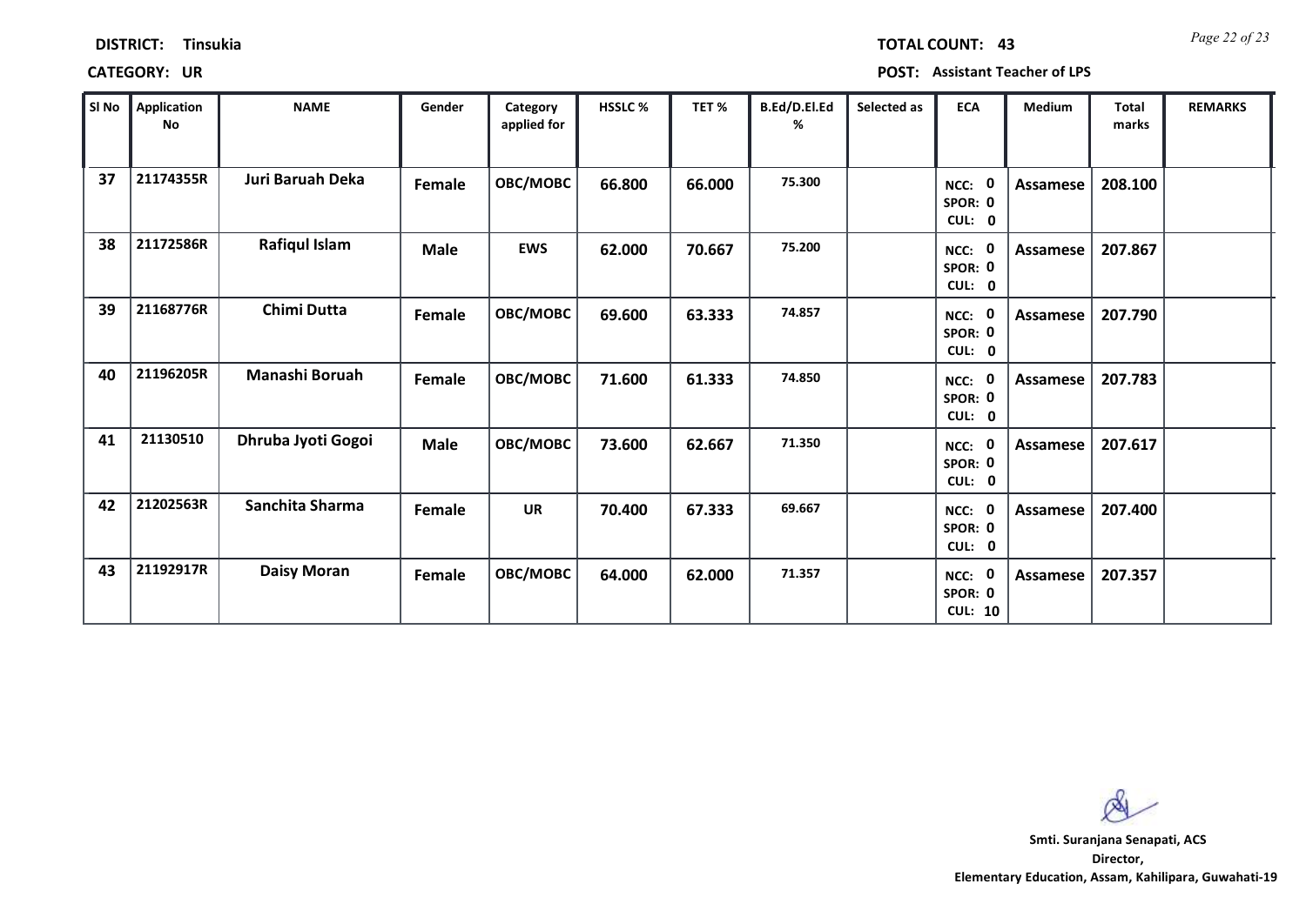**DISTRICT:** Tinsukia

**TOTAL COUNT:** 43

**CATEGORY:** UR

**POST:** Assistant Teacher of LPS

| Sl No | Application No | NAME | Gender | Category applied for | HSSLC % | TET % | B.Ed/D.El.Ed % | Selected as | ECA | Medium | Total marks | REMARKS |
|---|---|---|---|---|---|---|---|---|---|---|---|---|
| 37 | 21174355R | Juri Baruah Deka | Female | OBC/MOBC | 66.800 | 66.000 | 75.300 | | NCC: 0 SPOR: 0 CUL: 0 | Assamese | 208.100 | |
| 38 | 21172586R | Rafiqul Islam | Male | EWS | 62.000 | 70.667 | 75.200 | | NCC: 0 SPOR: 0 CUL: 0 | Assamese | 207.867 | |
| 39 | 21168776R | Chimi Dutta | Female | OBC/MOBC | 69.600 | 63.333 | 74.857 | | NCC: 0 SPOR: 0 CUL: 0 | Assamese | 207.790 | |
| 40 | 21196205R | Manashi Boruah | Female | OBC/MOBC | 71.600 | 61.333 | 74.850 | | NCC: 0 SPOR: 0 CUL: 0 | Assamese | 207.783 | |
| 41 | 21130510 | Dhruba Jyoti Gogoi | Male | OBC/MOBC | 73.600 | 62.667 | 71.350 | | NCC: 0 SPOR: 0 CUL: 0 | Assamese | 207.617 | |
| 42 | 21202563R | Sanchita Sharma | Female | UR | 70.400 | 67.333 | 69.667 | | NCC: 0 SPOR: 0 CUL: 0 | Assamese | 207.400 | |
| 43 | 21192917R | Daisy Moran | Female | OBC/MOBC | 64.000 | 62.000 | 71.357 | | NCC: 0 SPOR: 0 CUL: 10 | Assamese | 207.357 | |

**Smti. Suranjana Senapati, ACS**
**Director,**
**Elementary Education, Assam, Kahilipara, Guwahati-19**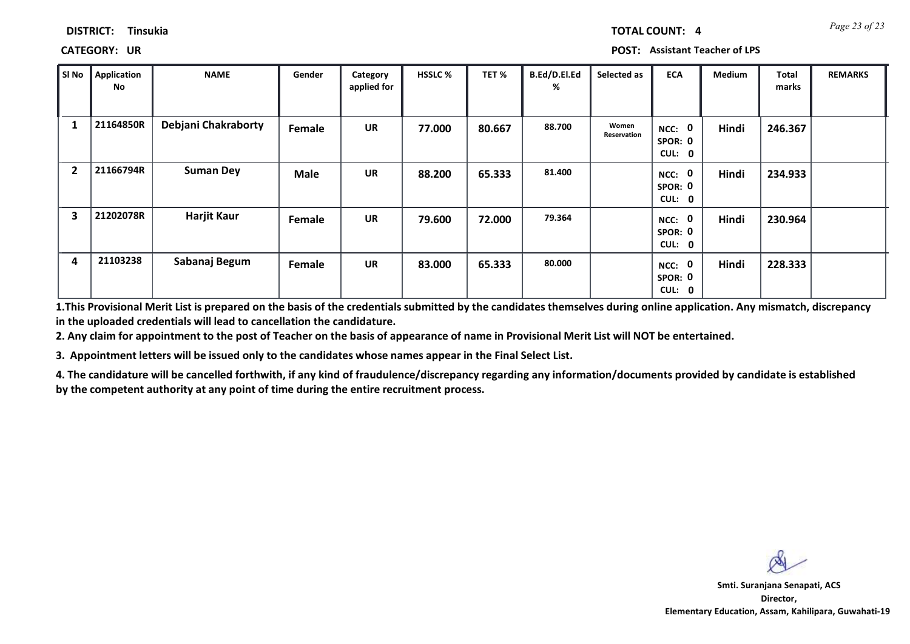**DISTRICT:** Tinsukia

**TOTAL COUNT:** 4

**CATEGORY:** UR

**POST:** Assistant Teacher of LPS

| Sl No | Application No | NAME | Gender | Category applied for | HSSLC % | TET % | B.Ed/D.El.Ed % | Selected as | ECA | Medium | Total marks | REMARKS |
|---|---|---|---|---|---|---|---|---|---|---|---|---|
| 1 | 21164850R | Debjani Chakraborty | Female | UR | 77.000 | 80.667 | 88.700 | Women Reservation | NCC: 0 SPOR: 0 CUL: 0 | Hindi | 246.367 | |
| 2 | 21166794R | Suman Dey | Male | UR | 88.200 | 65.333 | 81.400 | | NCC: 0 SPOR: 0 CUL: 0 | Hindi | 234.933 | |
| 3 | 21202078R | Harjit Kaur | Female | UR | 79.600 | 72.000 | 79.364 | | NCC: 0 SPOR: 0 CUL: 0 | Hindi | 230.964 | |
| 4 | 21103238 | Sabanaj Begum | Female | UR | 83.000 | 65.333 | 80.000 | | NCC: 0 SPOR: 0 CUL: 0 | Hindi | 228.333 | |

**1.This Provisional Merit List is prepared on the basis of the credentials submitted by the candidates themselves during online application. Any mismatch, discrepancy in the uploaded credentials will lead to cancellation the candidature.**

**2. Any claim for appointment to the post of Teacher on the basis of appearance of name in Provisional Merit List will NOT be entertained.**

**3. Appointment letters will be issued only to the candidates whose names appear in the Final Select List.**

**4. The candidature will be cancelled forthwith, if any kind of fraudulence/discrepancy regarding any information/documents provided by candidate is established by the competent authority at any point of time during the entire recruitment process.**

**Smti. Suranjana Senapati, ACS**
**Director,**
**Elementary Education, Assam, Kahilipara, Guwahati-19**